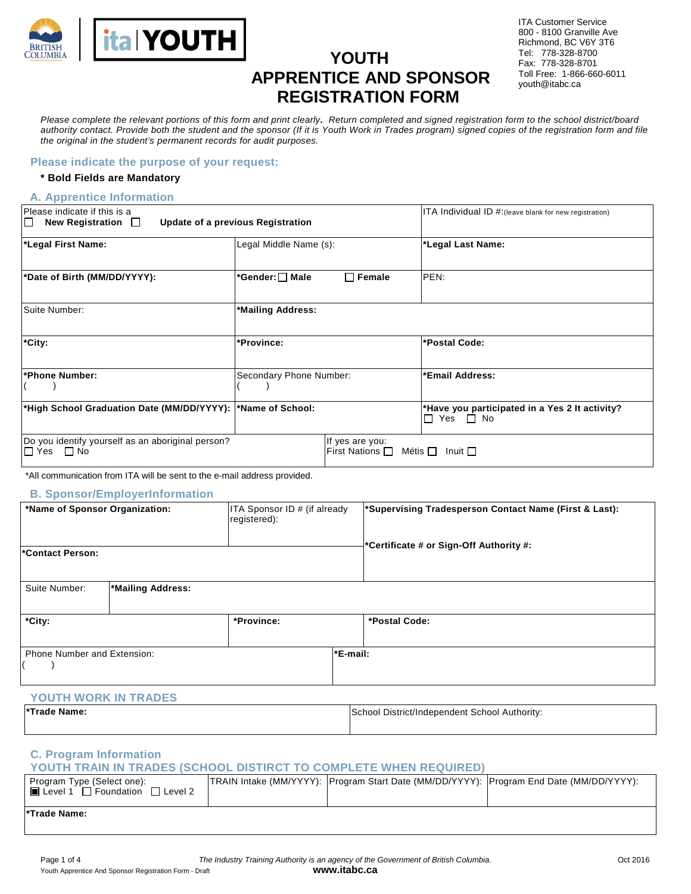ITA Customer Service
800 - 8100 Granville Ave
Richmond, BC V6Y 3T6
Tel: 778-328-8700
Fax: 778-328-8701
Toll Free: 1-866-660-6011
youth@itabc.ca

# YOUTH APPRENTICE AND SPONSOR REGISTRATION FORM

*Please complete the relevant portions of this form and print clearly. Return completed and signed registration form to the school district/board authority contact. Provide both the student and the sponsor (If it is Youth Work in Trades program) signed copies of the registration form and file the original in the student's permanent records for audit purposes.*

## Please indicate the purpose of your request:

**\* Bold Fields are Mandatory**

## A. Apprentice Information

| Please indicate if this is a ☐ **New Registration** ☐ **Update of a previous Registration** | | ITA Individual ID #:(leave blank for new registration) |
|---|---|---|
| **\*Legal First Name:** | Legal Middle Name (s): | **\*Legal Last Name:** |
| **\*Date of Birth (MM/DD/YYYY):** | **\*Gender:** ☐ **Male** ☐ **Female** | PEN: |
| Suite Number: | **\*Mailing Address:** | |
| **\*City:** | **\*Province:** | **\*Postal Code:** |
| **\*Phone Number:** ( ) | Secondary Phone Number: ( ) | **\*Email Address:** |
| **\*High School Graduation Date (MM/DD/YYYY):** | **\*Name of School:** | **\*Have you participated in a Yes 2 It activity?** ☐ Yes ☐ No |
| Do you identify yourself as an aboriginal person? ☐ Yes ☐ No | If yes are you: First Nations ☐ Métis ☐ Inuit ☐ | |

\*All communication from ITA will be sent to the e-mail address provided.

## B. Sponsor/EmployerInformation

| **\*Name of Sponsor Organization:** | ITA Sponsor ID # (if already registered): | **\*Supervising Tradesperson Contact Name (First & Last):** |
|---|---|---|
| **\*Contact Person:** | | **\*Certificate # or Sign-Off Authority #:** |
| Suite Number: | **\*Mailing Address:** | |
| **\*City:** | **\*Province:** | **\*Postal Code:** |
| Phone Number and Extension: ( ) | **\*E-mail:** | |

## YOUTH WORK IN TRADES

| **\*Trade Name:** | School District/Independent School Authority: |
|---|---|

## C. Program Information

## YOUTH TRAIN IN TRADES (SCHOOL DISTIRCT TO COMPLETE WHEN REQUIRED)

| Program Type (Select one): ■ Level 1 ☐ Foundation ☐ Level 2 | TRAIN Intake (MM/YYYY): | Program Start Date (MM/DD/YYYY): | Program End Date (MM/DD/YYYY): |
|---|---|---|---|
| **\*Trade Name:** | | | |

*The Industry Training Authority is an agency of the Government of British Columbia.*

**www.itabc.ca**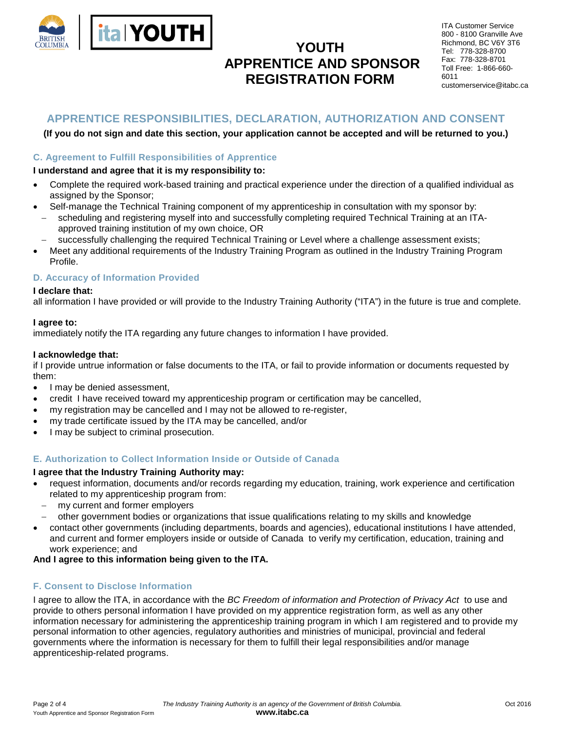# YOUTH APPRENTICE AND SPONSOR REGISTRATION FORM

ITA Customer Service
800 - 8100 Granville Ave
Richmond, BC V6Y 3T6
Tel: 778-328-8700
Fax: 778-328-8701
Toll Free: 1-866-660-6011
customerservice@itabc.ca

## APPRENTICE RESPONSIBILITIES, DECLARATION, AUTHORIZATION AND CONSENT

**(If you do not sign and date this section, your application cannot be accepted and will be returned to you.)**

### C. Agreement to Fulfill Responsibilities of Apprentice

**I understand and agree that it is my responsibility to:**

- Complete the required work-based training and practical experience under the direction of a qualified individual as assigned by the Sponsor;
- Self-manage the Technical Training component of my apprenticeship in consultation with my sponsor by:
  - scheduling and registering myself into and successfully completing required Technical Training at an ITA-approved training institution of my own choice, OR
  - successfully challenging the required Technical Training or Level where a challenge assessment exists;
- Meet any additional requirements of the Industry Training Program as outlined in the Industry Training Program Profile.

### D. Accuracy of Information Provided

**I declare that:**
all information I have provided or will provide to the Industry Training Authority ("ITA") in the future is true and complete.

**I agree to:**
immediately notify the ITA regarding any future changes to information I have provided.

**I acknowledge that:**
if I provide untrue information or false documents to the ITA, or fail to provide information or documents requested by them:

- I may be denied assessment,
- credit I have received toward my apprenticeship program or certification may be cancelled,
- my registration may be cancelled and I may not be allowed to re-register,
- my trade certificate issued by the ITA may be cancelled, and/or
- I may be subject to criminal prosecution.

### E. Authorization to Collect Information Inside or Outside of Canada

**I agree that the Industry Training Authority may:**

- request information, documents and/or records regarding my education, training, work experience and certification related to my apprenticeship program from:
  - my current and former employers
  - other government bodies or organizations that issue qualifications relating to my skills and knowledge
- contact other governments (including departments, boards and agencies), educational institutions I have attended, and current and former employers inside or outside of Canada to verify my certification, education, training and work experience; and

**And I agree to this information being given to the ITA.**

### F. Consent to Disclose Information

I agree to allow the ITA, in accordance with the *BC Freedom of information and Protection of Privacy Act* to use and provide to others personal information I have provided on my apprentice registration form, as well as any other information necessary for administering the apprenticeship training program in which I am registered and to provide my personal information to other agencies, regulatory authorities and ministries of municipal, provincial and federal governments where the information is necessary for them to fulfill their legal responsibilities and/or manage apprenticeship-related programs.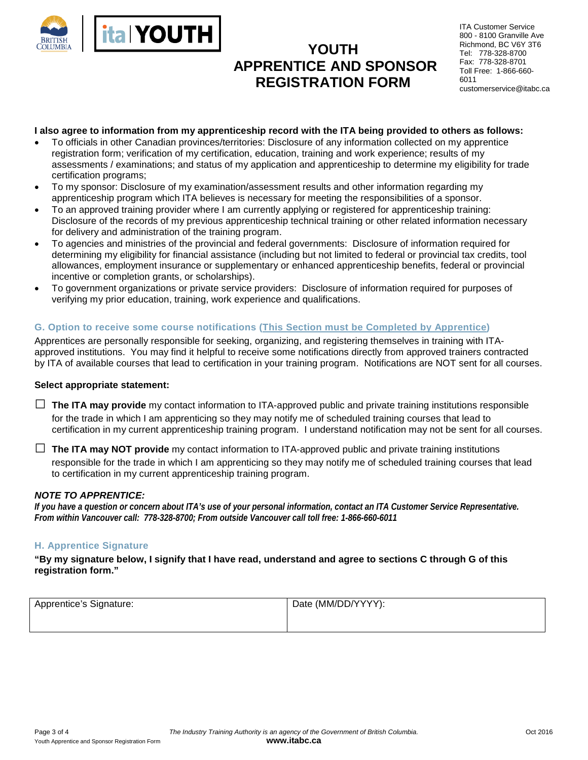# YOUTH APPRENTICE AND SPONSOR REGISTRATION FORM

ITA Customer Service
800 - 8100 Granville Ave
Richmond, BC V6Y 3T6
Tel: 778-328-8700
Fax: 778-328-8701
Toll Free: 1-866-660-6011
customerservice@itabc.ca

**I also agree to information from my apprenticeship record with the ITA being provided to others as follows:**

- To officials in other Canadian provinces/territories: Disclosure of any information collected on my apprentice registration form; verification of my certification, education, training and work experience; results of my assessments / examinations; and status of my application and apprenticeship to determine my eligibility for trade certification programs;
- To my sponsor: Disclosure of my examination/assessment results and other information regarding my apprenticeship program which ITA believes is necessary for meeting the responsibilities of a sponsor.
- To an approved training provider where I am currently applying or registered for apprenticeship training: Disclosure of the records of my previous apprenticeship technical training or other related information necessary for delivery and administration of the training program.
- To agencies and ministries of the provincial and federal governments: Disclosure of information required for determining my eligibility for financial assistance (including but not limited to federal or provincial tax credits, tool allowances, employment insurance or supplementary or enhanced apprenticeship benefits, federal or provincial incentive or completion grants, or scholarships).
- To government organizations or private service providers: Disclosure of information required for purposes of verifying my prior education, training, work experience and qualifications.

## G. Option to receive some course notifications (This Section must be Completed by Apprentice)

Apprentices are personally responsible for seeking, organizing, and registering themselves in training with ITA-approved institutions. You may find it helpful to receive some notifications directly from approved trainers contracted by ITA of available courses that lead to certification in your training program. Notifications are NOT sent for all courses.

**Select appropriate statement:**

☐ **The ITA may provide** my contact information to ITA-approved public and private training institutions responsible for the trade in which I am apprenticing so they may notify me of scheduled training courses that lead to certification in my current apprenticeship training program. I understand notification may not be sent for all courses.

☐ **The ITA may NOT provide** my contact information to ITA-approved public and private training institutions responsible for the trade in which I am apprenticing so they may notify me of scheduled training courses that lead to certification in my current apprenticeship training program.

***NOTE TO APPRENTICE:***

***If you have a question or concern about ITA's use of your personal information, contact an ITA Customer Service Representative. From within Vancouver call: 778-328-8700; From outside Vancouver call toll free: 1-866-660-6011***

## H. Apprentice Signature

**"By my signature below, I signify that I have read, understand and agree to sections C through G of this registration form."**

| Apprentice's Signature: | Date (MM/DD/YYYY): |
| --- | --- |
| | |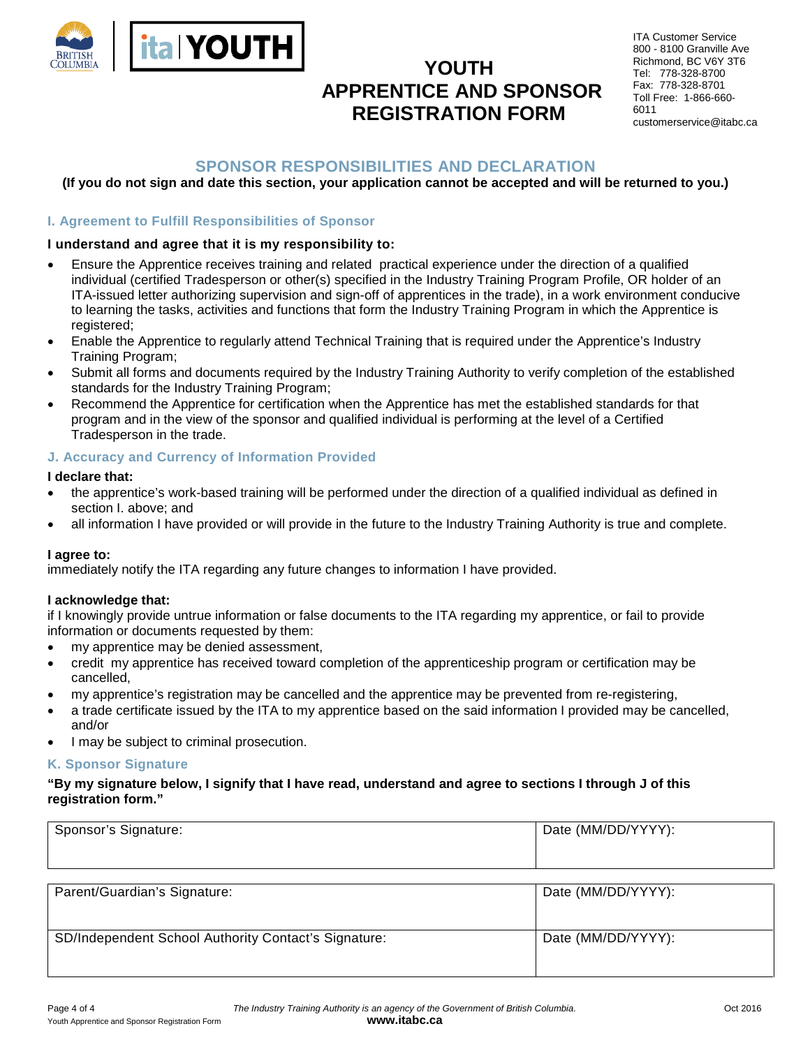# YOUTH APPRENTICE AND SPONSOR REGISTRATION FORM

ITA Customer Service
800 - 8100 Granville Ave
Richmond, BC V6Y 3T6
Tel: 778-328-8700
Fax: 778-328-8701
Toll Free: 1-866-660-6011
customerservice@itabc.ca

## SPONSOR RESPONSIBILITIES AND DECLARATION

**(If you do not sign and date this section, your application cannot be accepted and will be returned to you.)**

### I. Agreement to Fulfill Responsibilities of Sponsor

**I understand and agree that it is my responsibility to:**

- Ensure the Apprentice receives training and related practical experience under the direction of a qualified individual (certified Tradesperson or other(s) specified in the Industry Training Program Profile, OR holder of an ITA-issued letter authorizing supervision and sign-off of apprentices in the trade), in a work environment conducive to learning the tasks, activities and functions that form the Industry Training Program in which the Apprentice is registered;
- Enable the Apprentice to regularly attend Technical Training that is required under the Apprentice's Industry Training Program;
- Submit all forms and documents required by the Industry Training Authority to verify completion of the established standards for the Industry Training Program;
- Recommend the Apprentice for certification when the Apprentice has met the established standards for that program and in the view of the sponsor and qualified individual is performing at the level of a Certified Tradesperson in the trade.

### J. Accuracy and Currency of Information Provided

**I declare that:**

- the apprentice's work-based training will be performed under the direction of a qualified individual as defined in section I. above; and
- all information I have provided or will provide in the future to the Industry Training Authority is true and complete.

**I agree to:**
immediately notify the ITA regarding any future changes to information I have provided.

**I acknowledge that:**
if I knowingly provide untrue information or false documents to the ITA regarding my apprentice, or fail to provide information or documents requested by them:

- my apprentice may be denied assessment,
- credit my apprentice has received toward completion of the apprenticeship program or certification may be cancelled,
- my apprentice's registration may be cancelled and the apprentice may be prevented from re-registering,
- a trade certificate issued by the ITA to my apprentice based on the said information I provided may be cancelled, and/or
- I may be subject to criminal prosecution.

### K. Sponsor Signature

**"By my signature below, I signify that I have read, understand and agree to sections I through J of this registration form."**

| Sponsor's Signature: | Date (MM/DD/YYYY): |
|---|---|
| | |

| Parent/Guardian's Signature: | Date (MM/DD/YYYY): |
|---|---|
| SD/Independent School Authority Contact's Signature: | Date (MM/DD/YYYY): |

*The Industry Training Authority is an agency of the Government of British Columbia.*
**www.itabc.ca**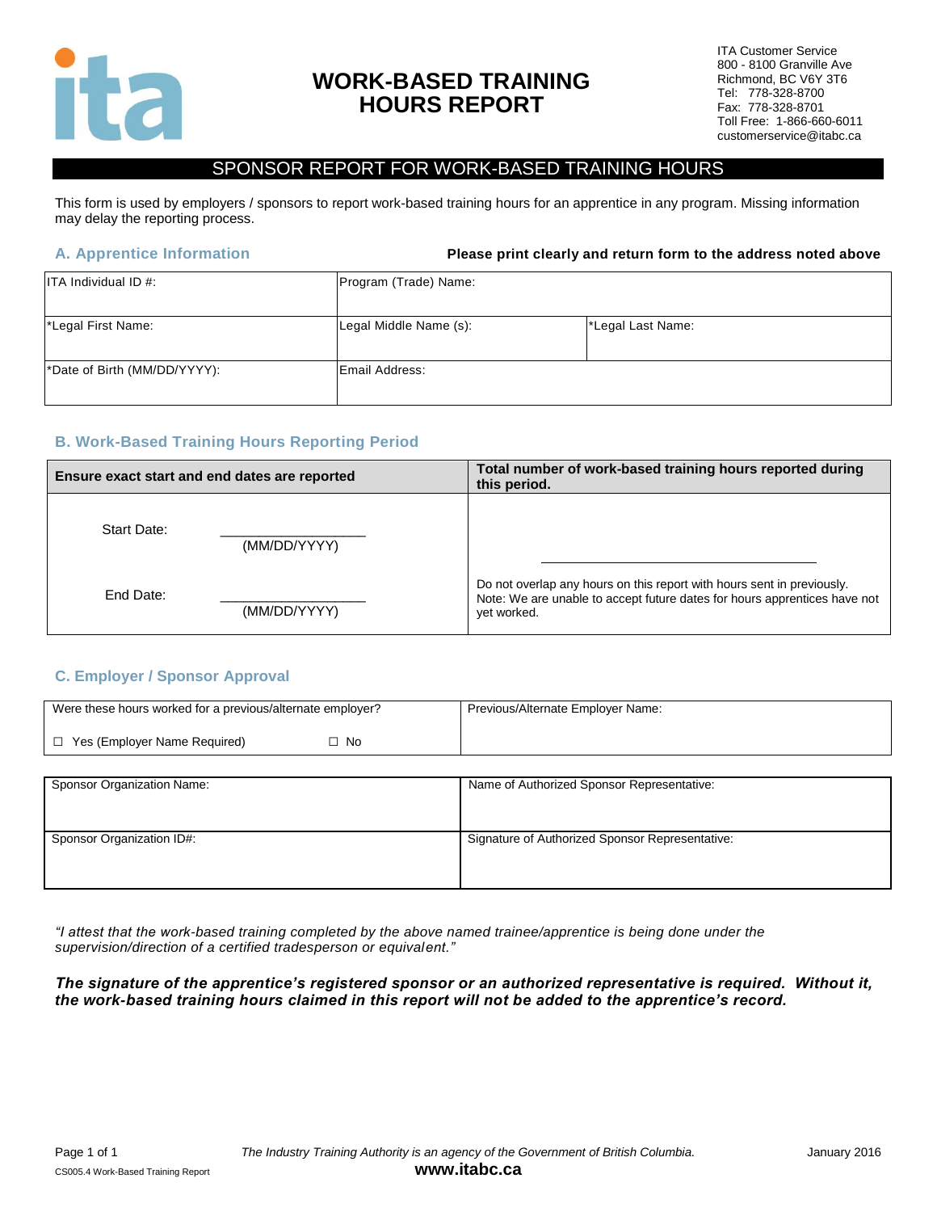ita

# WORK-BASED TRAINING HOURS REPORT

ITA Customer Service
800 - 8100 Granville Ave
Richmond, BC V6Y 3T6
Tel: 778-328-8700
Fax: 778-328-8701
Toll Free: 1-866-660-6011
customerservice@itabc.ca

## SPONSOR REPORT FOR WORK-BASED TRAINING HOURS

This form is used by employers / sponsors to report work-based training hours for an apprentice in any program. Missing information may delay the reporting process.

### A. Apprentice Information

**Please print clearly and return form to the address noted above**

| | | |
|---|---|---|
| ITA Individual ID #: | Program (Trade) Name: | |
| *Legal First Name: | Legal Middle Name (s): | *Legal Last Name: |
| *Date of Birth (MM/DD/YYYY): | Email Address: | |

### B. Work-Based Training Hours Reporting Period

| Ensure exact start and end dates are reported | Total number of work-based training hours reported during this period. |
|---|---|
| Start Date: ________________ (MM/DD/YYYY)<br>End Date: ________________ (MM/DD/YYYY) | ________________________________<br>Do not overlap any hours on this report with hours sent in previously. Note: We are unable to accept future dates for hours apprentices have not yet worked. |

### C. Employer / Sponsor Approval

| | |
|---|---|
| Were these hours worked for a previous/alternate employer?<br>☐ Yes (Employer Name Required) ☐ No | Previous/Alternate Employer Name: |

| | |
|---|---|
| Sponsor Organization Name: | Name of Authorized Sponsor Representative: |
| Sponsor Organization ID#: | Signature of Authorized Sponsor Representative: |

*"I attest that the work-based training completed by the above named trainee/apprentice is being done under the supervision/direction of a certified tradesperson or equivalent."*

***The signature of the apprentice's registered sponsor or an authorized representative is required. Without it, the work-based training hours claimed in this report will not be added to the apprentice's record.***

*The Industry Training Authority is an agency of the Government of British Columbia.*

**www.itabc.ca**

January 2016

CS005.4 Work-Based Training Report